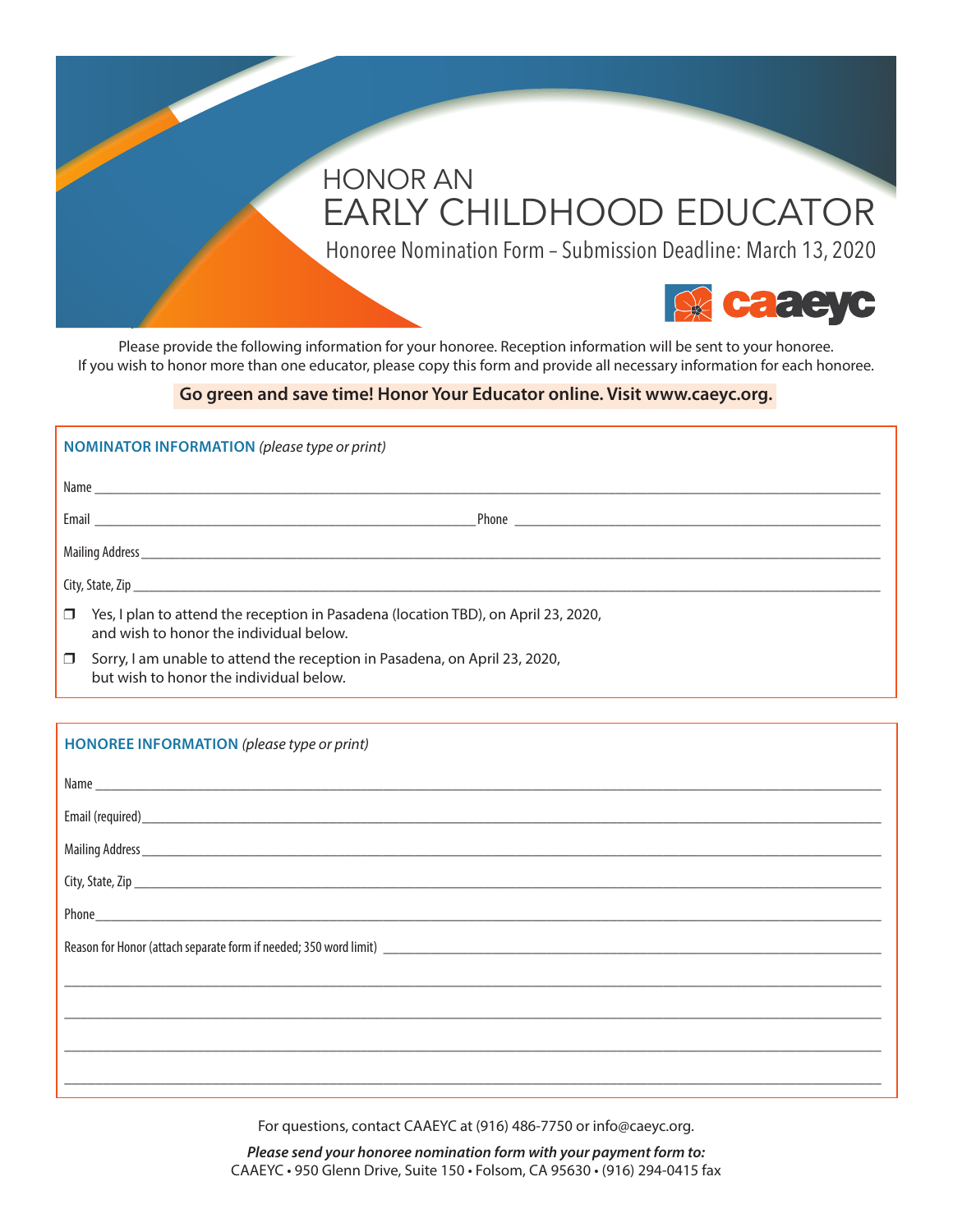# HONOR AN EARLY CHILDHOOD EDUCATOR

Honoree Nomination Form – Submission Deadline: March 13, 2020

caaeyc

Please provide the following information for your honoree. Reception information will be sent to your honoree. If you wish to honor more than one educator, please copy this form and provide all necessary information for each honoree.

**Go green and save time! Honor Your Educator online. Visit www.caeyc.org.**

## NOMINATOR INFORMATION *(please type or print)*

Name ______________________________________________

Email ______________________ Phone ______________________

Mailing Address ______________________________________________

City, State, Zip ______________________________________________

❒ Yes, I plan to attend the reception in Pasadena (location TBD), on April 23, 2020, and wish to honor the individual below.

❒ Sorry, I am unable to attend the reception in Pasadena, on April 23, 2020, but wish to honor the individual below.

## HONOREE INFORMATION *(please type or print)*

Name ______________________________________________

Email (required) ______________________________________________

Mailing Address ______________________________________________

City, State, Zip ______________________________________________

Phone ______________________________________________

Reason for Honor (attach separate form if needed; 350 word limit) ______________________________________________

______________________________________________

______________________________________________

______________________________________________

______________________________________________

For questions, contact CAAEYC at (916) 486-7750 or info@caeyc.org.

***Please send your honoree nomination form with your payment form to:***
CAAEYC • 950 Glenn Drive, Suite 150 • Folsom, CA 95630 • (916) 294-0415 fax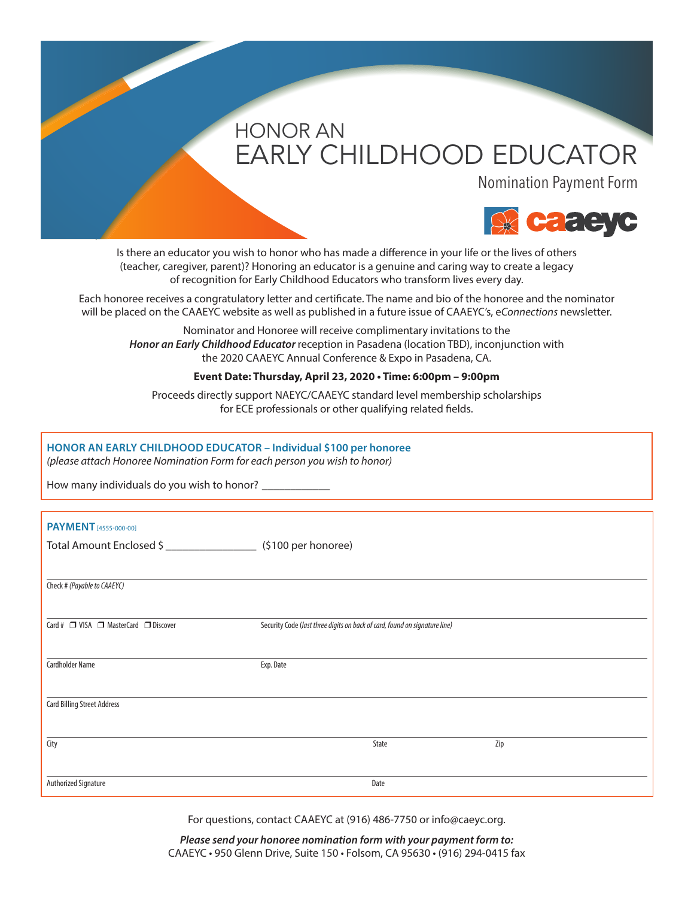# HONOR AN EARLY CHILDHOOD EDUCATOR

## Nomination Payment Form

caaeyc

Is there an educator you wish to honor who has made a difference in your life or the lives of others (teacher, caregiver, parent)? Honoring an educator is a genuine and caring way to create a legacy of recognition for Early Childhood Educators who transform lives every day.

Each honoree receives a congratulatory letter and certificate. The name and bio of the honoree and the nominator will be placed on the CAAEYC website as well as published in a future issue of CAAEYC's, e*Connections* newsletter.

Nominator and Honoree will receive complimentary invitations to the ***Honor an Early Childhood Educator*** reception in Pasadena (location TBD), inconjunction with the 2020 CAAEYC Annual Conference & Expo in Pasadena, CA.

**Event Date: Thursday, April 23, 2020 • Time: 6:00pm – 9:00pm**

Proceeds directly support NAEYC/CAAEYC standard level membership scholarships for ECE professionals or other qualifying related fields.

**HONOR AN EARLY CHILDHOOD EDUCATOR – Individual $100 per honoree**
*(please attach Honoree Nomination Form for each person you wish to honor)*

How many individuals do you wish to honor? ____________

**PAYMENT** [4555-000-00]

Total Amount Enclosed $ ________________ ($100 per honoree)

Check # *(Payable to CAAEYC)*

Card # ❒ VISA ❒ MasterCard ❒ Discover    Security Code (*last three digits on back of card, found on signature line*)

Cardholder Name    Exp. Date

Card Billing Street Address

City    State    Zip

Authorized Signature    Date

For questions, contact CAAEYC at (916) 486-7750 or info@caeyc.org.

***Please send your honoree nomination form with your payment form to:***
CAAEYC • 950 Glenn Drive, Suite 150 • Folsom, CA 95630 • (916) 294-0415 fax